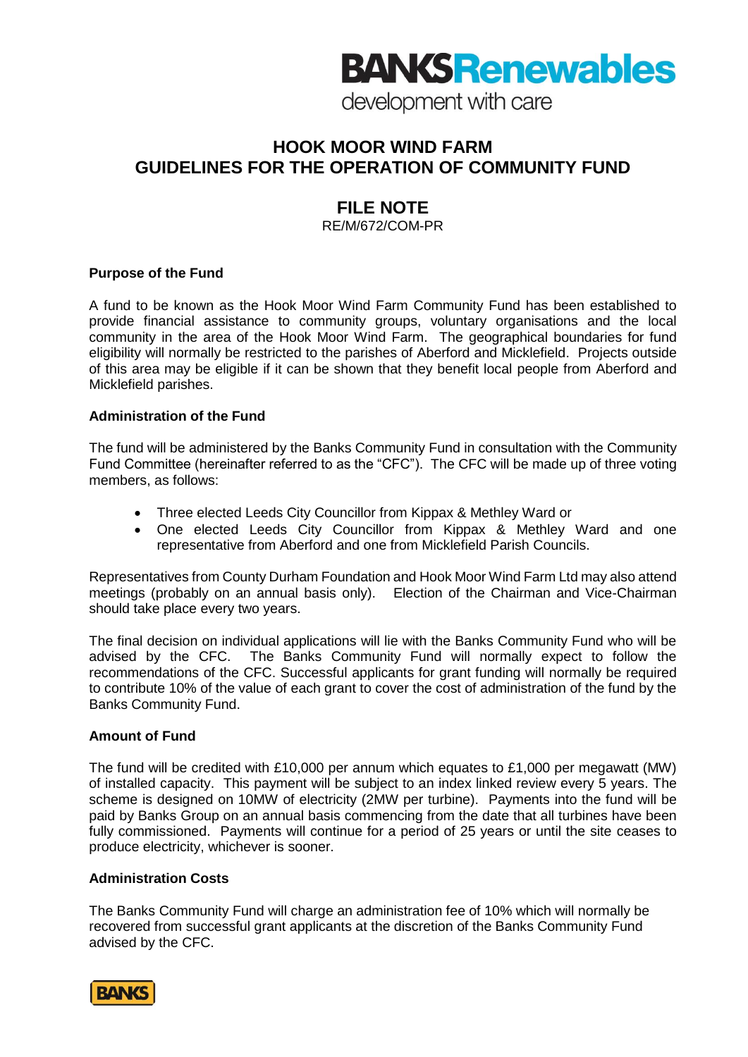BANKSRenewables
development with care

# HOOK MOOR WIND FARM
# GUIDELINES FOR THE OPERATION OF COMMUNITY FUND

## FILE NOTE

RE/M/672/COM-PR

**Purpose of the Fund**

A fund to be known as the Hook Moor Wind Farm Community Fund has been established to provide financial assistance to community groups, voluntary organisations and the local community in the area of the Hook Moor Wind Farm. The geographical boundaries for fund eligibility will normally be restricted to the parishes of Aberford and Micklefield. Projects outside of this area may be eligible if it can be shown that they benefit local people from Aberford and Micklefield parishes.

**Administration of the Fund**

The fund will be administered by the Banks Community Fund in consultation with the Community Fund Committee (hereinafter referred to as the "CFC"). The CFC will be made up of three voting members, as follows:

- Three elected Leeds City Councillor from Kippax & Methley Ward or
- One elected Leeds City Councillor from Kippax & Methley Ward and one representative from Aberford and one from Micklefield Parish Councils.

Representatives from County Durham Foundation and Hook Moor Wind Farm Ltd may also attend meetings (probably on an annual basis only). Election of the Chairman and Vice-Chairman should take place every two years.

The final decision on individual applications will lie with the Banks Community Fund who will be advised by the CFC. The Banks Community Fund will normally expect to follow the recommendations of the CFC. Successful applicants for grant funding will normally be required to contribute 10% of the value of each grant to cover the cost of administration of the fund by the Banks Community Fund.

**Amount of Fund**

The fund will be credited with £10,000 per annum which equates to £1,000 per megawatt (MW) of installed capacity. This payment will be subject to an index linked review every 5 years. The scheme is designed on 10MW of electricity (2MW per turbine). Payments into the fund will be paid by Banks Group on an annual basis commencing from the date that all turbines have been fully commissioned. Payments will continue for a period of 25 years or until the site ceases to produce electricity, whichever is sooner.

**Administration Costs**

The Banks Community Fund will charge an administration fee of 10% which will normally be recovered from successful grant applicants at the discretion of the Banks Community Fund advised by the CFC.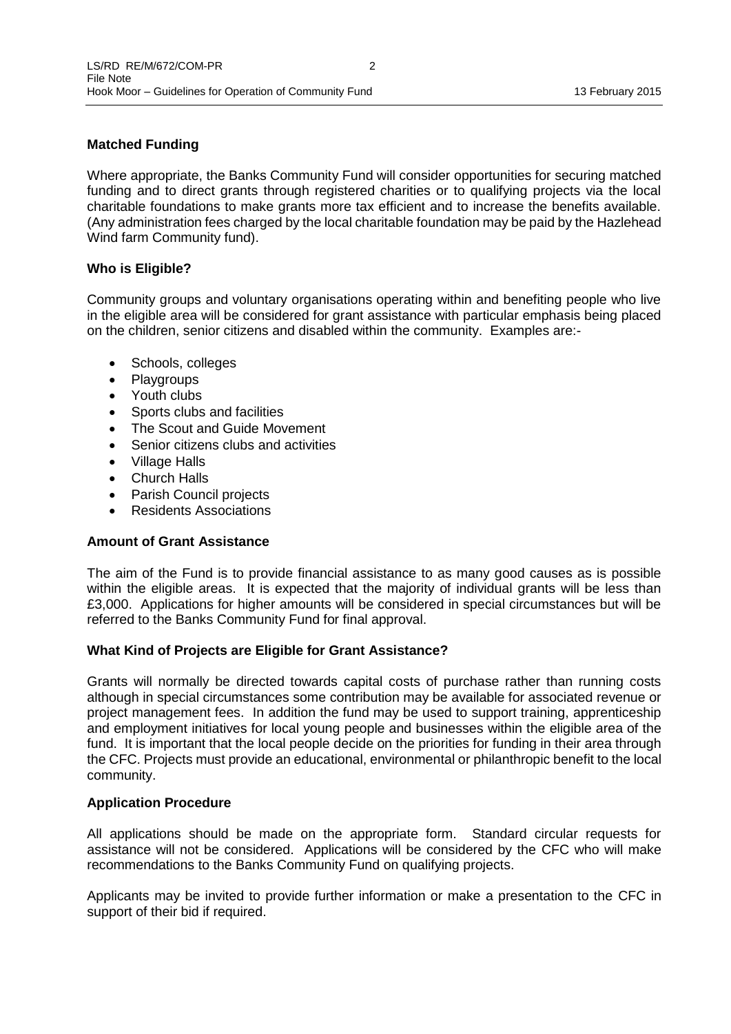**Matched Funding**

Where appropriate, the Banks Community Fund will consider opportunities for securing matched funding and to direct grants through registered charities or to qualifying projects via the local charitable foundations to make grants more tax efficient and to increase the benefits available. (Any administration fees charged by the local charitable foundation may be paid by the Hazlehead Wind farm Community fund).

**Who is Eligible?**

Community groups and voluntary organisations operating within and benefiting people who live in the eligible area will be considered for grant assistance with particular emphasis being placed on the children, senior citizens and disabled within the community. Examples are:-

- Schools, colleges
- Playgroups
- Youth clubs
- Sports clubs and facilities
- The Scout and Guide Movement
- Senior citizens clubs and activities
- Village Halls
- Church Halls
- Parish Council projects
- Residents Associations

**Amount of Grant Assistance**

The aim of the Fund is to provide financial assistance to as many good causes as is possible within the eligible areas. It is expected that the majority of individual grants will be less than £3,000. Applications for higher amounts will be considered in special circumstances but will be referred to the Banks Community Fund for final approval.

**What Kind of Projects are Eligible for Grant Assistance?**

Grants will normally be directed towards capital costs of purchase rather than running costs although in special circumstances some contribution may be available for associated revenue or project management fees. In addition the fund may be used to support training, apprenticeship and employment initiatives for local young people and businesses within the eligible area of the fund. It is important that the local people decide on the priorities for funding in their area through the CFC. Projects must provide an educational, environmental or philanthropic benefit to the local community.

**Application Procedure**

All applications should be made on the appropriate form. Standard circular requests for assistance will not be considered. Applications will be considered by the CFC who will make recommendations to the Banks Community Fund on qualifying projects.

Applicants may be invited to provide further information or make a presentation to the CFC in support of their bid if required.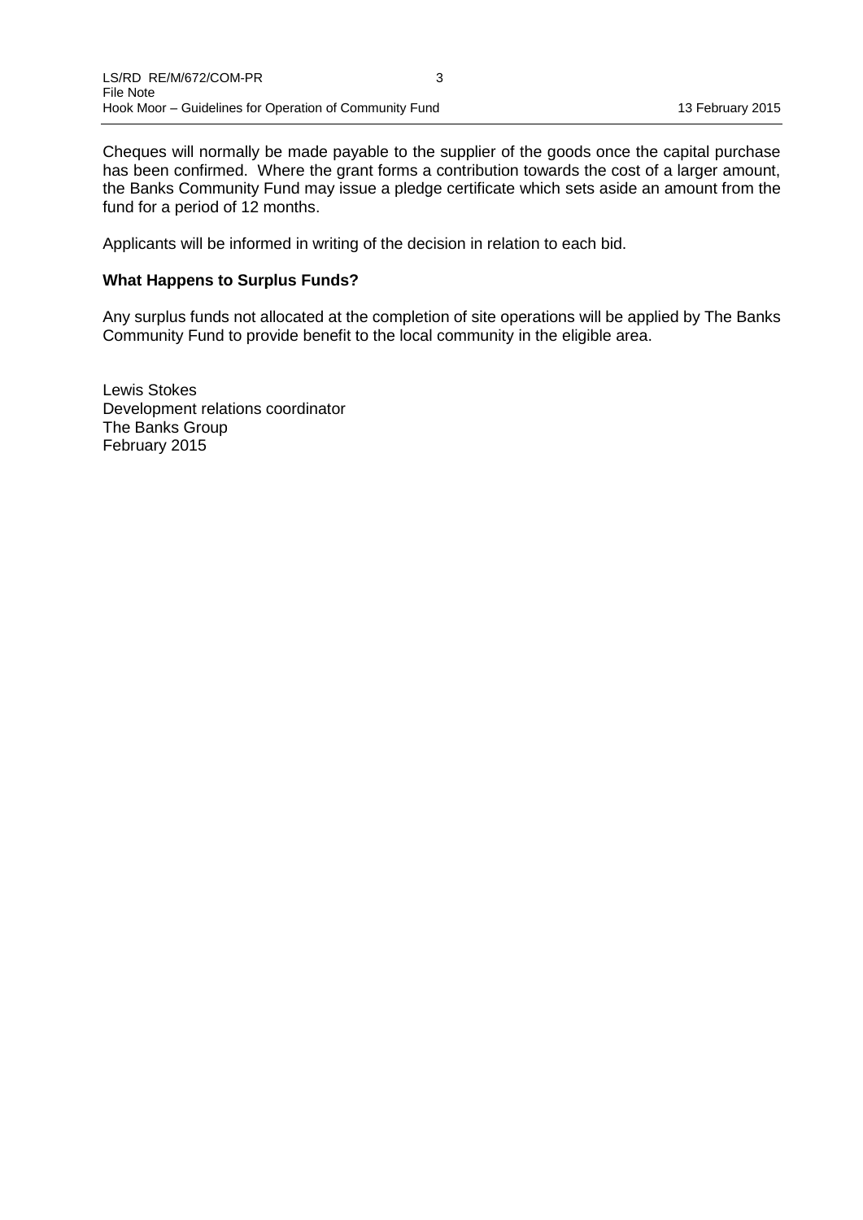Cheques will normally be made payable to the supplier of the goods once the capital purchase has been confirmed. Where the grant forms a contribution towards the cost of a larger amount, the Banks Community Fund may issue a pledge certificate which sets aside an amount from the fund for a period of 12 months.

Applicants will be informed in writing of the decision in relation to each bid.

**What Happens to Surplus Funds?**

Any surplus funds not allocated at the completion of site operations will be applied by The Banks Community Fund to provide benefit to the local community in the eligible area.

Lewis Stokes
Development relations coordinator
The Banks Group
February 2015